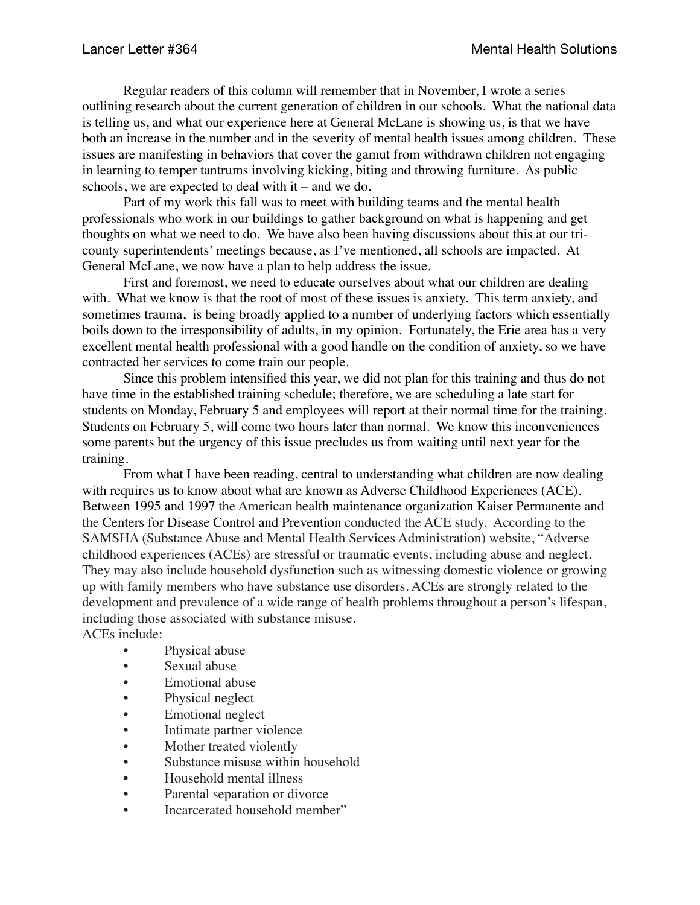Regular readers of this column will remember that in November, I wrote a series outlining research about the current generation of children in our schools. What the national data is telling us, and what our experience here at General McLane is showing us, is that we have both an increase in the number and in the severity of mental health issues among children. These issues are manifesting in behaviors that cover the gamut from withdrawn children not engaging in learning to temper tantrums involving kicking, biting and throwing furniture. As public schools, we are expected to deal with it – and we do.

Part of my work this fall was to meet with building teams and the mental health professionals who work in our buildings to gather background on what is happening and get thoughts on what we need to do. We have also been having discussions about this at our tri-county superintendents' meetings because, as I've mentioned, all schools are impacted. At General McLane, we now have a plan to help address the issue.

First and foremost, we need to educate ourselves about what our children are dealing with. What we know is that the root of most of these issues is anxiety. This term anxiety, and sometimes trauma, is being broadly applied to a number of underlying factors which essentially boils down to the irresponsibility of adults, in my opinion. Fortunately, the Erie area has a very excellent mental health professional with a good handle on the condition of anxiety, so we have contracted her services to come train our people.

Since this problem intensified this year, we did not plan for this training and thus do not have time in the established training schedule; therefore, we are scheduling a late start for students on Monday, February 5 and employees will report at their normal time for the training. Students on February 5, will come two hours later than normal. We know this inconveniences some parents but the urgency of this issue precludes us from waiting until next year for the training.

From what I have been reading, central to understanding what children are now dealing with requires us to know about what are known as Adverse Childhood Experiences (ACE). Between 1995 and 1997 the American health maintenance organization Kaiser Permanente and the Centers for Disease Control and Prevention conducted the ACE study. According to the SAMSHA (Substance Abuse and Mental Health Services Administration) website, "Adverse childhood experiences (ACEs) are stressful or traumatic events, including abuse and neglect. They may also include household dysfunction such as witnessing domestic violence or growing up with family members who have substance use disorders. ACEs are strongly related to the development and prevalence of a wide range of health problems throughout a person's lifespan, including those associated with substance misuse.

ACEs include:

- Physical abuse
- Sexual abuse
- Emotional abuse
- Physical neglect
- Emotional neglect
- Intimate partner violence
- Mother treated violently
- Substance misuse within household
- Household mental illness
- Parental separation or divorce
- Incarcerated household member"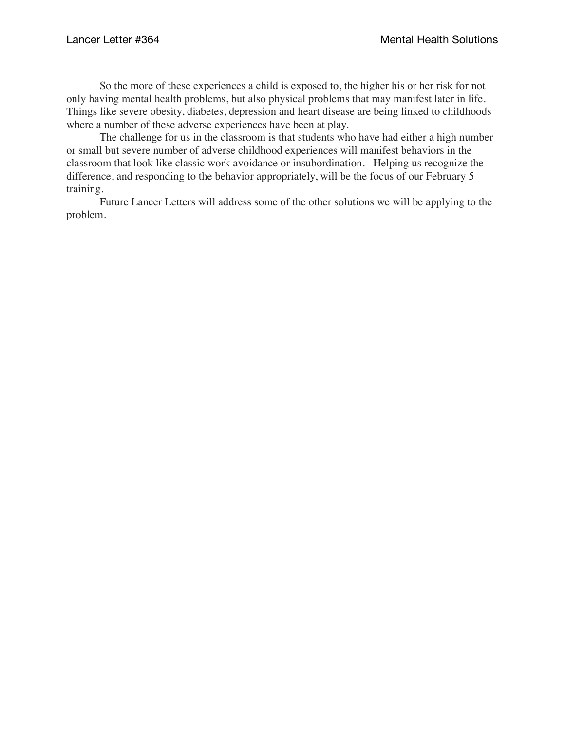So the more of these experiences a child is exposed to, the higher his or her risk for not only having mental health problems, but also physical problems that may manifest later in life. Things like severe obesity, diabetes, depression and heart disease are being linked to childhoods where a number of these adverse experiences have been at play.

The challenge for us in the classroom is that students who have had either a high number or small but severe number of adverse childhood experiences will manifest behaviors in the classroom that look like classic work avoidance or insubordination. Helping us recognize the difference, and responding to the behavior appropriately, will be the focus of our February 5 training.

Future Lancer Letters will address some of the other solutions we will be applying to the problem.